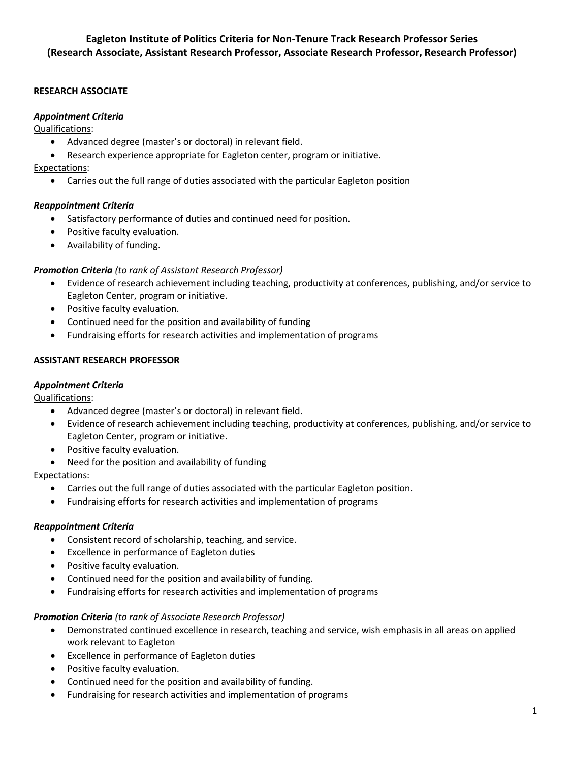# Eagleton Institute of Politics Criteria for Non-Tenure Track Research Professor Series (Research Associate, Assistant Research Professor, Associate Research Professor, Research Professor)

## RESEARCH ASSOCIATE

### *Appointment Criteria*

Qualifications:

- Advanced degree (master's or doctoral) in relevant field.
- Research experience appropriate for Eagleton center, program or initiative.

Expectations:

- Carries out the full range of duties associated with the particular Eagleton position

### *Reappointment Criteria*

- Satisfactory performance of duties and continued need for position.
- Positive faculty evaluation.
- Availability of funding.

### *Promotion Criteria (to rank of Assistant Research Professor)*

- Evidence of research achievement including teaching, productivity at conferences, publishing, and/or service to Eagleton Center, program or initiative.
- Positive faculty evaluation.
- Continued need for the position and availability of funding
- Fundraising efforts for research activities and implementation of programs

## ASSISTANT RESEARCH PROFESSOR

### *Appointment Criteria*

Qualifications:

- Advanced degree (master's or doctoral) in relevant field.
- Evidence of research achievement including teaching, productivity at conferences, publishing, and/or service to Eagleton Center, program or initiative.
- Positive faculty evaluation.
- Need for the position and availability of funding

Expectations:

- Carries out the full range of duties associated with the particular Eagleton position.
- Fundraising efforts for research activities and implementation of programs

### *Reappointment Criteria*

- Consistent record of scholarship, teaching, and service.
- Excellence in performance of Eagleton duties
- Positive faculty evaluation.
- Continued need for the position and availability of funding.
- Fundraising efforts for research activities and implementation of programs

### *Promotion Criteria (to rank of Associate Research Professor)*

- Demonstrated continued excellence in research, teaching and service, wish emphasis in all areas on applied work relevant to Eagleton
- Excellence in performance of Eagleton duties
- Positive faculty evaluation.
- Continued need for the position and availability of funding.
- Fundraising for research activities and implementation of programs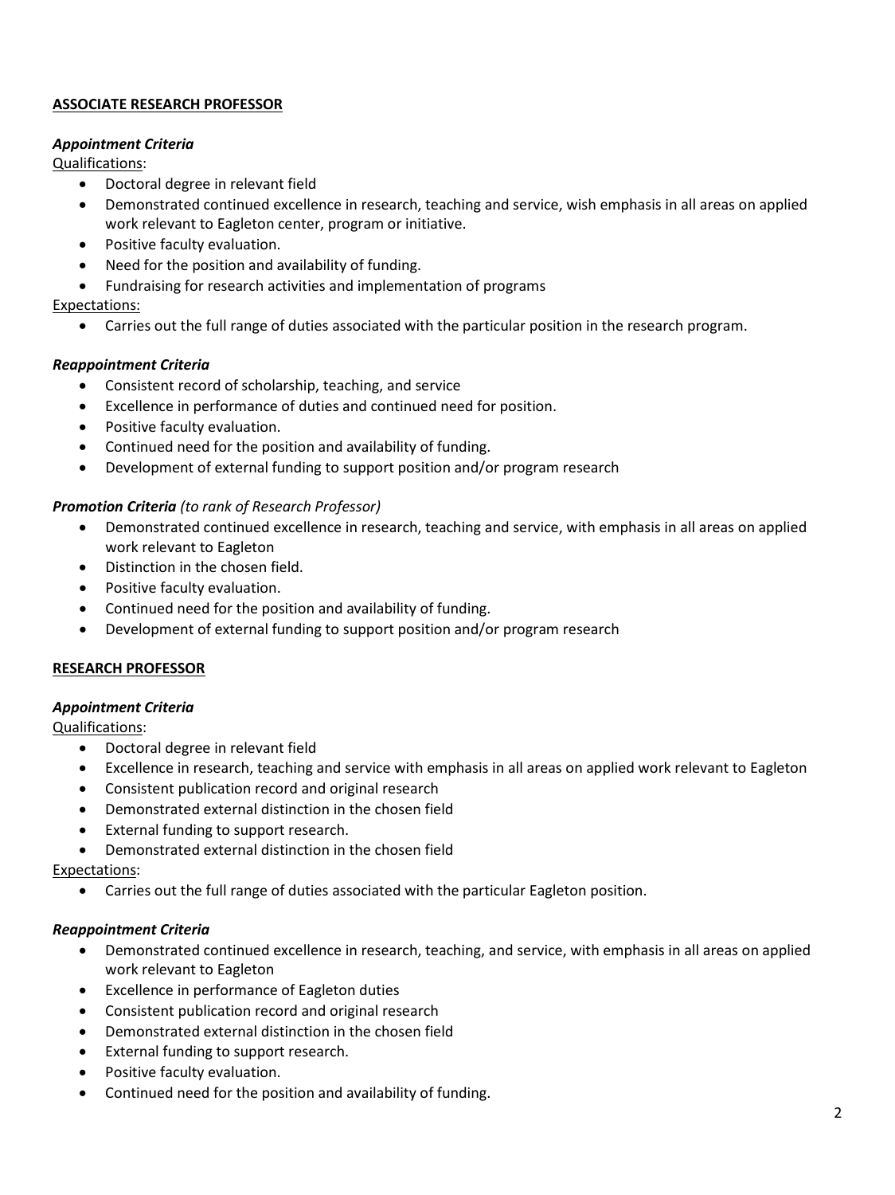**ASSOCIATE RESEARCH PROFESSOR**

***Appointment Criteria***

Qualifications:

- Doctoral degree in relevant field
- Demonstrated continued excellence in research, teaching and service, wish emphasis in all areas on applied work relevant to Eagleton center, program or initiative.
- Positive faculty evaluation.
- Need for the position and availability of funding.
- Fundraising for research activities and implementation of programs

Expectations:

- Carries out the full range of duties associated with the particular position in the research program.

***Reappointment Criteria***

- Consistent record of scholarship, teaching, and service
- Excellence in performance of duties and continued need for position.
- Positive faculty evaluation.
- Continued need for the position and availability of funding.
- Development of external funding to support position and/or program research

***Promotion Criteria*** *(to rank of Research Professor)*

- Demonstrated continued excellence in research, teaching and service, with emphasis in all areas on applied work relevant to Eagleton
- Distinction in the chosen field.
- Positive faculty evaluation.
- Continued need for the position and availability of funding.
- Development of external funding to support position and/or program research

**RESEARCH PROFESSOR**

***Appointment Criteria***

Qualifications:

- Doctoral degree in relevant field
- Excellence in research, teaching and service with emphasis in all areas on applied work relevant to Eagleton
- Consistent publication record and original research
- Demonstrated external distinction in the chosen field
- External funding to support research.
- Demonstrated external distinction in the chosen field

Expectations:

- Carries out the full range of duties associated with the particular Eagleton position.

***Reappointment Criteria***

- Demonstrated continued excellence in research, teaching, and service, with emphasis in all areas on applied work relevant to Eagleton
- Excellence in performance of Eagleton duties
- Consistent publication record and original research
- Demonstrated external distinction in the chosen field
- External funding to support research.
- Positive faculty evaluation.
- Continued need for the position and availability of funding.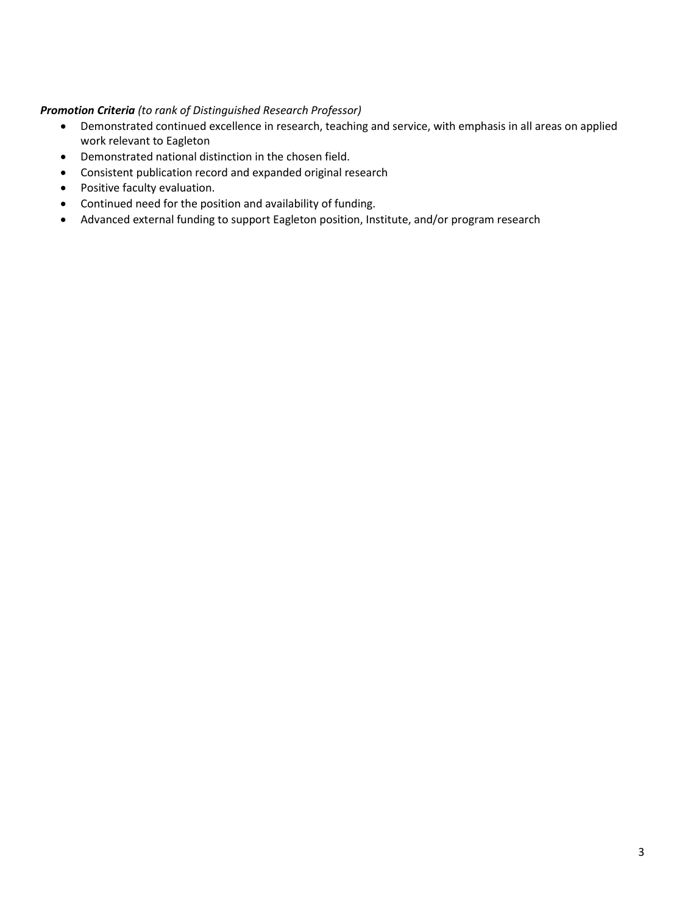***Promotion Criteria*** *(to rank of Distinguished Research Professor)*

- Demonstrated continued excellence in research, teaching and service, with emphasis in all areas on applied work relevant to Eagleton
- Demonstrated national distinction in the chosen field.
- Consistent publication record and expanded original research
- Positive faculty evaluation.
- Continued need for the position and availability of funding.
- Advanced external funding to support Eagleton position, Institute, and/or program research